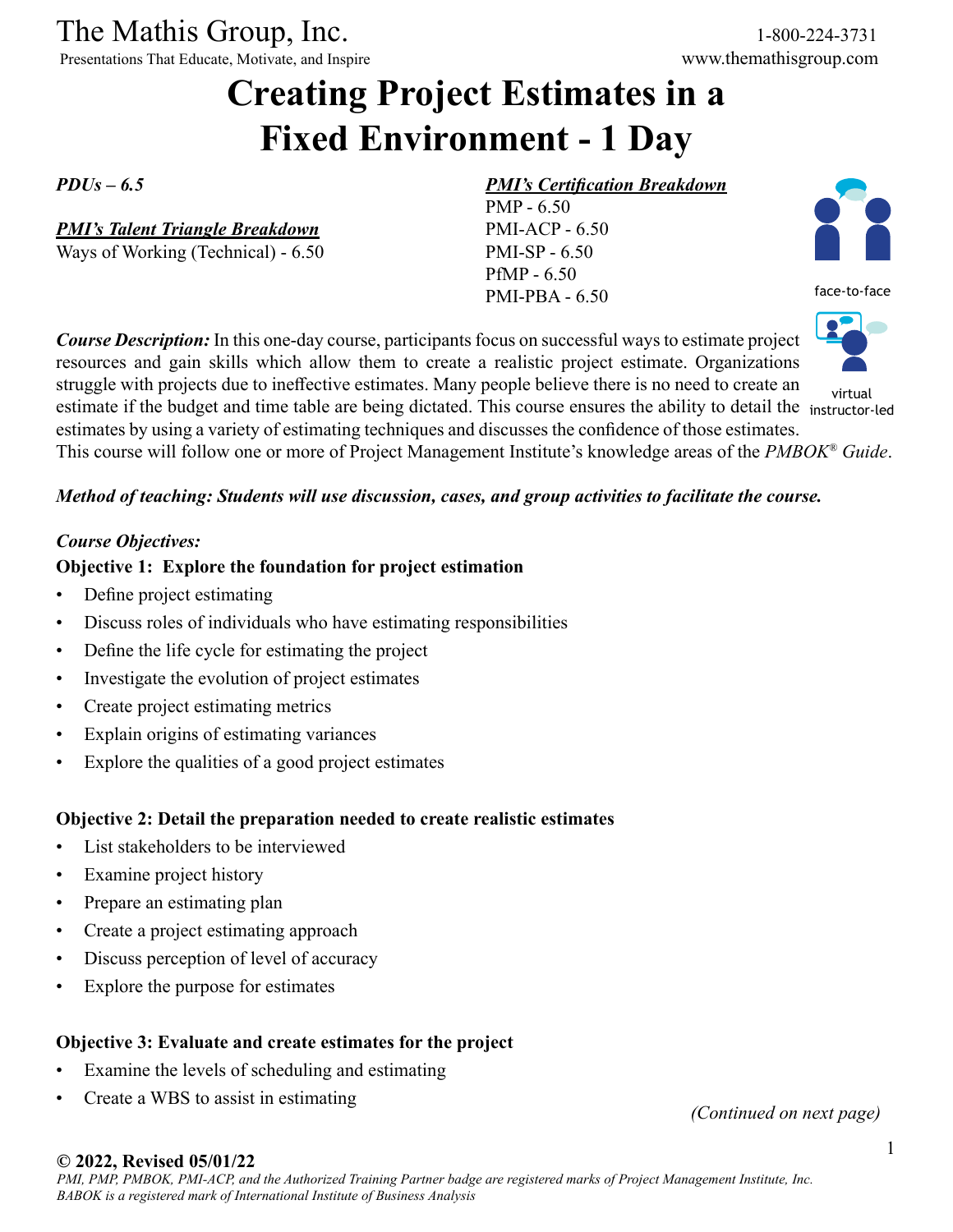The Mathis Group, Inc.

Presentations That Educate, Motivate, and Inspire

1-800-224-3731

www.themathisgroup.com

# Creating Project Estimates in a Fixed Environment - 1 Day

*PDUs – 6.5*

***PMI's Talent Triangle Breakdown***

Ways of Working (Technical) - 6.50

***PMI's Certification Breakdown***

PMP - 6.50
PMI-ACP - 6.50
PMI-SP - 6.50
PfMP - 6.50
PMI-PBA - 6.50

face-to-face

virtual instructor-led

***Course Description:*** In this one-day course, participants focus on successful ways to estimate project resources and gain skills which allow them to create a realistic project estimate. Organizations struggle with projects due to ineffective estimates. Many people believe there is no need to create an estimate if the budget and time table are being dictated. This course ensures the ability to detail the estimates by using a variety of estimating techniques and discusses the confidence of those estimates. This course will follow one or more of Project Management Institute's knowledge areas of the *PMBOK® Guide*.

***Method of teaching: Students will use discussion, cases, and group activities to facilitate the course.***

***Course Objectives:***

**Objective 1: Explore the foundation for project estimation**

- Define project estimating
- Discuss roles of individuals who have estimating responsibilities
- Define the life cycle for estimating the project
- Investigate the evolution of project estimates
- Create project estimating metrics
- Explain origins of estimating variances
- Explore the qualities of a good project estimates

**Objective 2: Detail the preparation needed to create realistic estimates**

- List stakeholders to be interviewed
- Examine project history
- Prepare an estimating plan
- Create a project estimating approach
- Discuss perception of level of accuracy
- Explore the purpose for estimates

**Objective 3: Evaluate and create estimates for the project**

- Examine the levels of scheduling and estimating
- Create a WBS to assist in estimating

*(Continued on next page)*

**© 2022, Revised 05/01/22**

*PMI, PMP, PMBOK, PMI-ACP, and the Authorized Training Partner badge are registered marks of Project Management Institute, Inc. BABOK is a registered mark of International Institute of Business Analysis*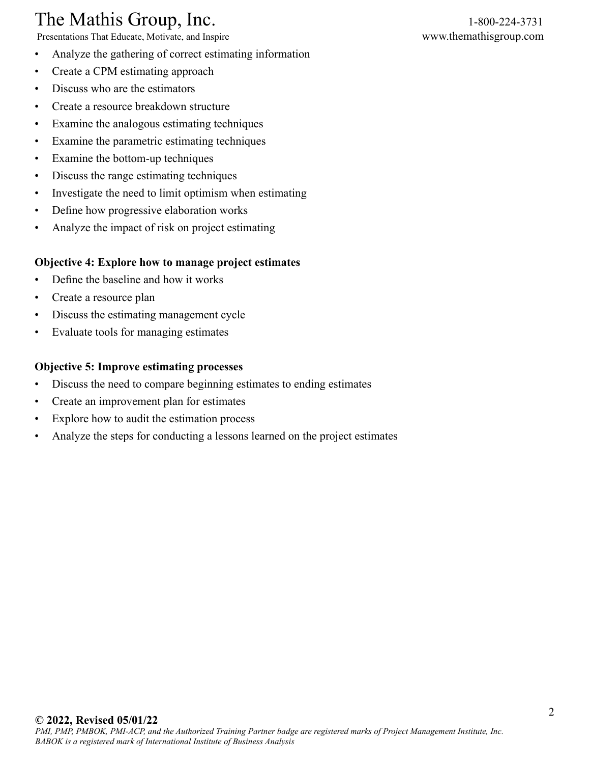- Analyze the gathering of correct estimating information
- Create a CPM estimating approach
- Discuss who are the estimators
- Create a resource breakdown structure
- Examine the analogous estimating techniques
- Examine the parametric estimating techniques
- Examine the bottom-up techniques
- Discuss the range estimating techniques
- Investigate the need to limit optimism when estimating
- Define how progressive elaboration works
- Analyze the impact of risk on project estimating

**Objective 4: Explore how to manage project estimates**

- Define the baseline and how it works
- Create a resource plan
- Discuss the estimating management cycle
- Evaluate tools for managing estimates

**Objective 5: Improve estimating processes**

- Discuss the need to compare beginning estimates to ending estimates
- Create an improvement plan for estimates
- Explore how to audit the estimation process
- Analyze the steps for conducting a lessons learned on the project estimates